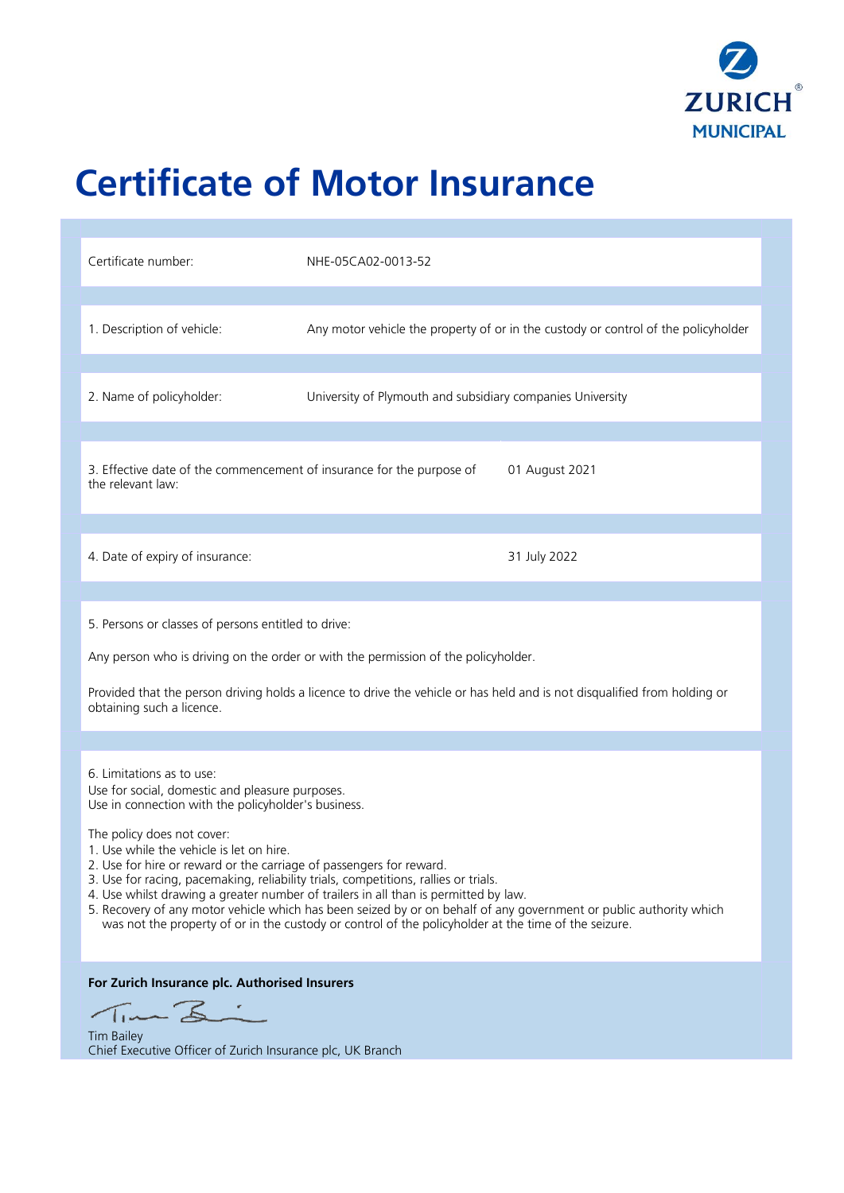ZURICH MUNICIPAL

# Certificate of Motor Insurance

| | |
|---|---|
| Certificate number: | NHE-05CA02-0013-52 |
| 1. Description of vehicle: | Any motor vehicle the property of or in the custody or control of the policyholder |
| 2. Name of policyholder: | University of Plymouth and subsidiary companies University |
| 3. Effective date of the commencement of insurance for the purpose of the relevant law: | 01 August 2021 |
| 4. Date of expiry of insurance: | 31 July 2022 |

5. Persons or classes of persons entitled to drive:

Any person who is driving on the order or with the permission of the policyholder.

Provided that the person driving holds a licence to drive the vehicle or has held and is not disqualified from holding or obtaining such a licence.

6. Limitations as to use:
Use for social, domestic and pleasure purposes.
Use in connection with the policyholder's business.

The policy does not cover:

1. Use while the vehicle is let on hire.
2. Use for hire or reward or the carriage of passengers for reward.
3. Use for racing, pacemaking, reliability trials, competitions, rallies or trials.
4. Use whilst drawing a greater number of trailers in all than is permitted by law.
5. Recovery of any motor vehicle which has been seized by or on behalf of any government or public authority which was not the property of or in the custody or control of the policyholder at the time of the seizure.

**For Zurich Insurance plc. Authorised Insurers**

Tim Bailey
Chief Executive Officer of Zurich Insurance plc, UK Branch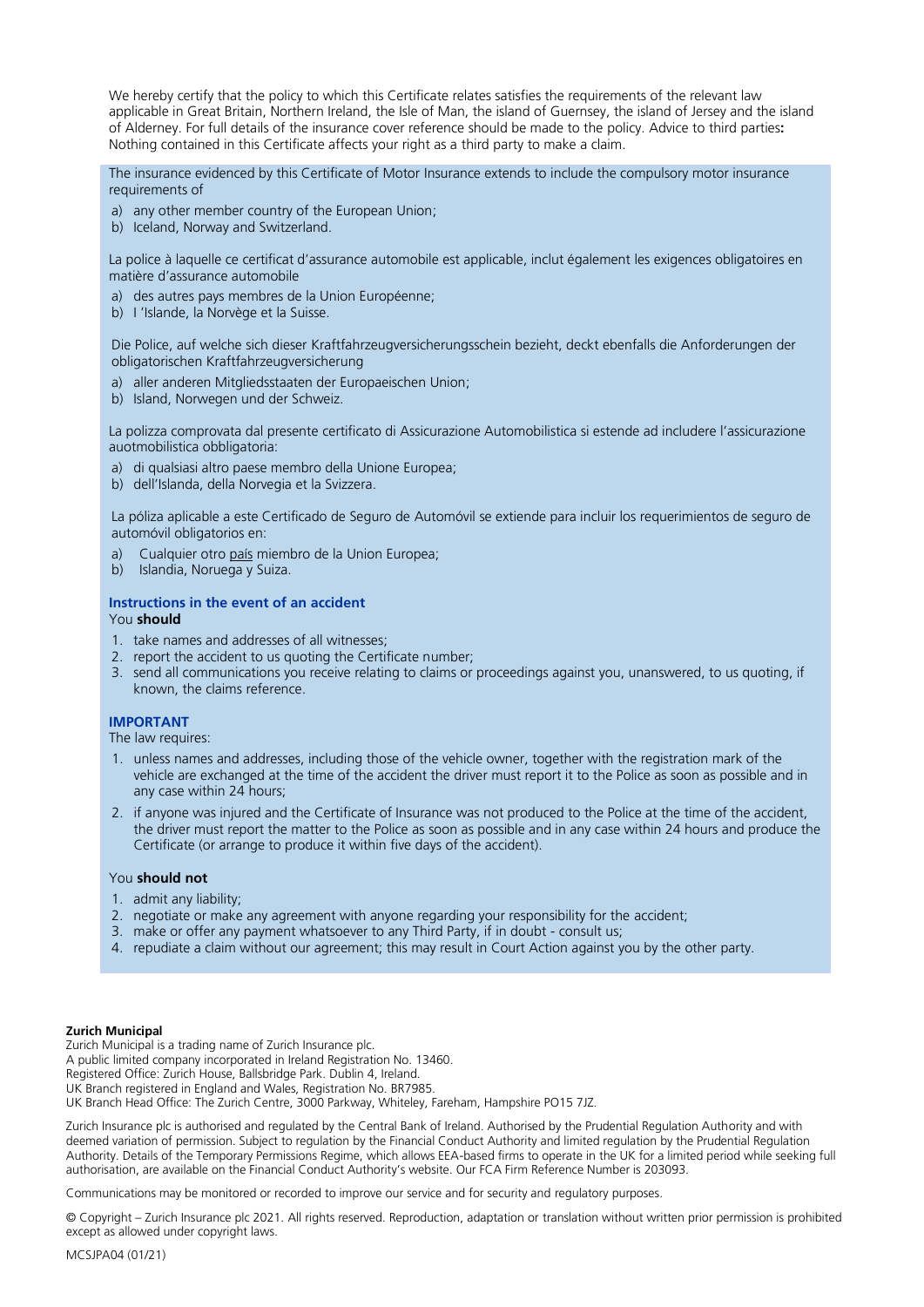We hereby certify that the policy to which this Certificate relates satisfies the requirements of the relevant law applicable in Great Britain, Northern Ireland, the Isle of Man, the island of Guernsey, the island of Jersey and the island of Alderney. For full details of the insurance cover reference should be made to the policy. Advice to third parties**:** Nothing contained in this Certificate affects your right as a third party to make a claim.

The insurance evidenced by this Certificate of Motor Insurance extends to include the compulsory motor insurance requirements of

a) any other member country of the European Union;
b) Iceland, Norway and Switzerland.

La police à laquelle ce certificat d'assurance automobile est applicable, inclut également les exigences obligatoires en matière d'assurance automobile

a) des autres pays membres de la Union Européenne;
b) l 'Islande, la Norvège et la Suisse.

Die Police, auf welche sich dieser Kraftfahrzeugversicherungsschein bezieht, deckt ebenfalls die Anforderungen der obligatorischen Kraftfahrzeugversicherung

a) aller anderen Mitgliedsstaaten der Europaeischen Union;
b) Island, Norwegen und der Schweiz.

La polizza comprovata dal presente certificato di Assicurazione Automobilistica si estende ad includere l'assicurazione auotmobilistica obbligatoria:

a) di qualsiasi altro paese membro della Unione Europea;
b) dell'Islanda, della Norvegia et la Svizzera.

La póliza aplicable a este Certificado de Seguro de Automóvil se extiende para incluir los requerimientos de seguro de automóvil obligatorios en:

a) Cualquier otro país miembro de la Union Europea;
b) Islandia, Noruega y Suiza.

### Instructions in the event of an accident

You **should**

1. take names and addresses of all witnesses;
2. report the accident to us quoting the Certificate number;
3. send all communications you receive relating to claims or proceedings against you, unanswered, to us quoting, if known, the claims reference.

### IMPORTANT

The law requires:

1. unless names and addresses, including those of the vehicle owner, together with the registration mark of the vehicle are exchanged at the time of the accident the driver must report it to the Police as soon as possible and in any case within 24 hours;
2. if anyone was injured and the Certificate of Insurance was not produced to the Police at the time of the accident, the driver must report the matter to the Police as soon as possible and in any case within 24 hours and produce the Certificate (or arrange to produce it within five days of the accident).

You **should not**

1. admit any liability;
2. negotiate or make any agreement with anyone regarding your responsibility for the accident;
3. make or offer any payment whatsoever to any Third Party, if in doubt - consult us;
4. repudiate a claim without our agreement; this may result in Court Action against you by the other party.

**Zurich Municipal**
Zurich Municipal is a trading name of Zurich Insurance plc.
A public limited company incorporated in Ireland Registration No. 13460.
Registered Office: Zurich House, Ballsbridge Park. Dublin 4, Ireland.
UK Branch registered in England and Wales, Registration No. BR7985.
UK Branch Head Office: The Zurich Centre, 3000 Parkway, Whiteley, Fareham, Hampshire PO15 7JZ.

Zurich Insurance plc is authorised and regulated by the Central Bank of Ireland. Authorised by the Prudential Regulation Authority and with deemed variation of permission. Subject to regulation by the Financial Conduct Authority and limited regulation by the Prudential Regulation Authority. Details of the Temporary Permissions Regime, which allows EEA-based firms to operate in the UK for a limited period while seeking full authorisation, are available on the Financial Conduct Authority's website. Our FCA Firm Reference Number is 203093.

Communications may be monitored or recorded to improve our service and for security and regulatory purposes.

© Copyright – Zurich Insurance plc 2021. All rights reserved. Reproduction, adaptation or translation without written prior permission is prohibited except as allowed under copyright laws.

MCSJPA04 (01/21)